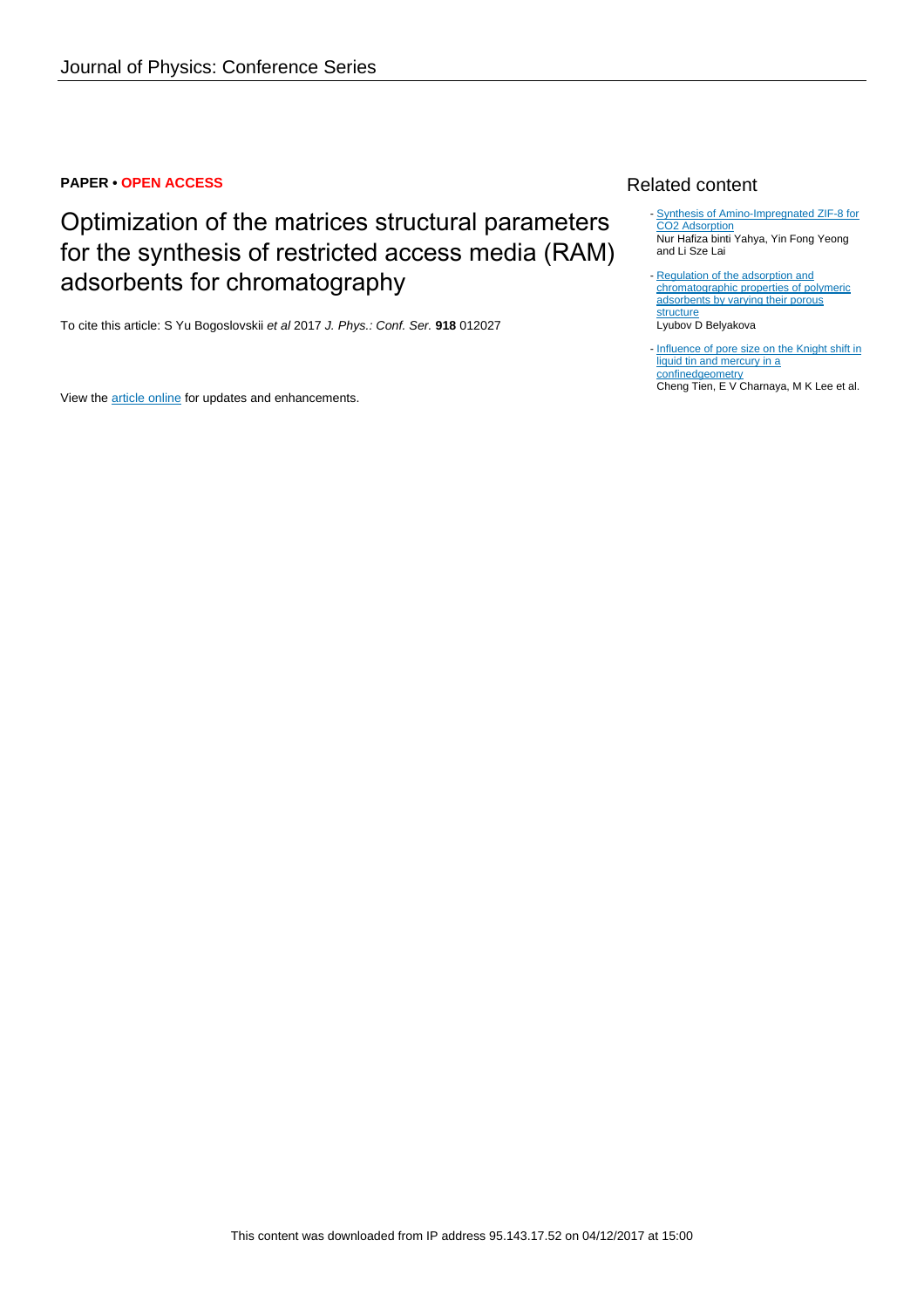**PAPER • OPEN ACCESS**

# Optimization of the matrices structural parameters for the synthesis of restricted access media (RAM) adsorbents for chromatography

To cite this article: S Yu Bogoslovskii *et al* 2017 *J. Phys.: Conf. Ser.* **918** 012027

View the article online for updates and enhancements.

## Related content

- Synthesis of Amino-Impregnated ZIF-8 for CO2 Adsorption
  Nur Hafiza binti Yahya, Yin Fong Yeong and Li Sze Lai

- Regulation of the adsorption and chromatographic properties of polymeric adsorbents by varying their porous structure
  Lyubov D Belyakova

- Influence of pore size on the Knight shift in liquid tin and mercury in a confinedgeometry
  Cheng Tien, E V Charnaya, M K Lee et al.

This content was downloaded from IP address 95.143.17.52 on 04/12/2017 at 15:00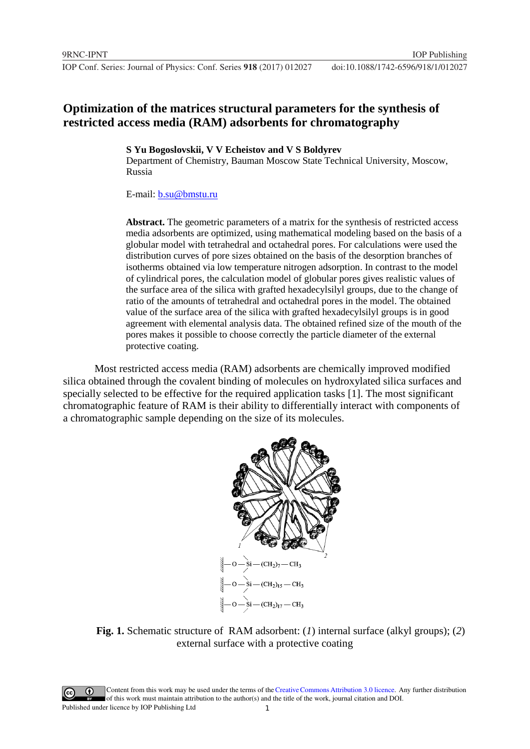# Optimization of the matrices structural parameters for the synthesis of restricted access media (RAM) adsorbents for chromatography

**S Yu Bogoslovskii, V V Echeistov and V S Boldyrev**

Department of Chemistry, Bauman Moscow State Technical University, Moscow, Russia

E-mail: b.su@bmstu.ru

**Abstract.** The geometric parameters of a matrix for the synthesis of restricted access media adsorbents are optimized, using mathematical modeling based on the basis of a globular model with tetrahedral and octahedral pores. For calculations were used the distribution curves of pore sizes obtained on the basis of the desorption branches of isotherms obtained via low temperature nitrogen adsorption. In contrast to the model of cylindrical pores, the calculation model of globular pores gives realistic values of the surface area of the silica with grafted hexadecylsilyl groups, due to the change of ratio of the amounts of tetrahedral and octahedral pores in the model. The obtained value of the surface area of the silica with grafted hexadecylsilyl groups is in good agreement with elemental analysis data. The obtained refined size of the mouth of the pores makes it possible to choose correctly the particle diameter of the external protective coating.

Most restricted access media (RAM) adsorbents are chemically improved modified silica obtained through the covalent binding of molecules on hydroxylated silica surfaces and specially selected to be effective for the required application tasks [1]. The most significant chromatographic feature of RAM is their ability to differentially interact with components of a chromatographic sample depending on the size of its molecules.

$-O-Si-(CH_2)_7-CH_3$

$-O-Si-(CH_2)_{15}-CH_3$

$-O-Si-(CH_2)_{17}-CH_3$

**Fig. 1.** Schematic structure of RAM adsorbent: (*1*) internal surface (alkyl groups); (*2*) external surface with a protective coating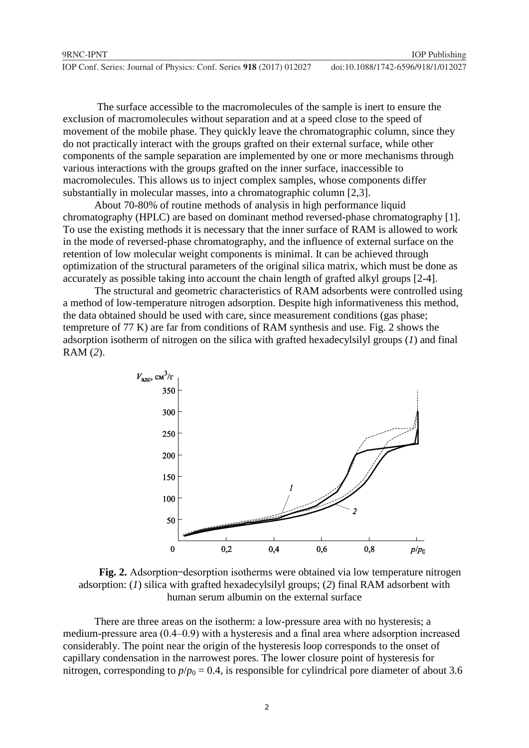The surface accessible to the macromolecules of the sample is inert to ensure the exclusion of macromolecules without separation and at a speed close to the speed of movement of the mobile phase. They quickly leave the chromatographic column, since they do not practically interact with the groups grafted on their external surface, while other components of the sample separation are implemented by one or more mechanisms through various interactions with the groups grafted on the inner surface, inaccessible to macromolecules. This allows us to inject complex samples, whose components differ substantially in molecular masses, into a chromatographic column [2,3].

About 70-80% of routine methods of analysis in high performance liquid chromatography (HPLC) are based on dominant method reversed-phase chromatography [1]. To use the existing methods it is necessary that the inner surface of RAM is allowed to work in the mode of reversed-phase chromatography, and the influence of external surface on the retention of low molecular weight components is minimal. It can be achieved through optimization of the structural parameters of the original silica matrix, which must be done as accurately as possible taking into account the chain length of grafted alkyl groups [2-4].

The structural and geometric characteristics of RAM adsorbents were controlled using a method of low-temperature nitrogen adsorption. Despite high informativeness this method, the data obtained should be used with care, since measurement conditions (gas phase; tempreture of 77 K) are far from conditions of RAM synthesis and use. Fig. 2 shows the adsorption isotherm of nitrogen on the silica with grafted hexadecylsilyl groups (*1*) and final RAM (*2*).

**Fig. 2.** Adsorption‒desorption isotherms were obtained via low temperature nitrogen adsorption: (*1*) silica with grafted hexadecylsilyl groups; (*2*) final RAM adsorbent with human serum albumin on the external surface

There are three areas on the isotherm: a low-pressure area with no hysteresis; a medium-pressure area (0.4–0.9) with a hysteresis and a final area where adsorption increased considerably. The point near the origin of the hysteresis loop corresponds to the onset of capillary condensation in the narrowest pores. The lower closure point of hysteresis for nitrogen, corresponding to $p/p_0 = 0.4$, is responsible for cylindrical pore diameter of about 3.6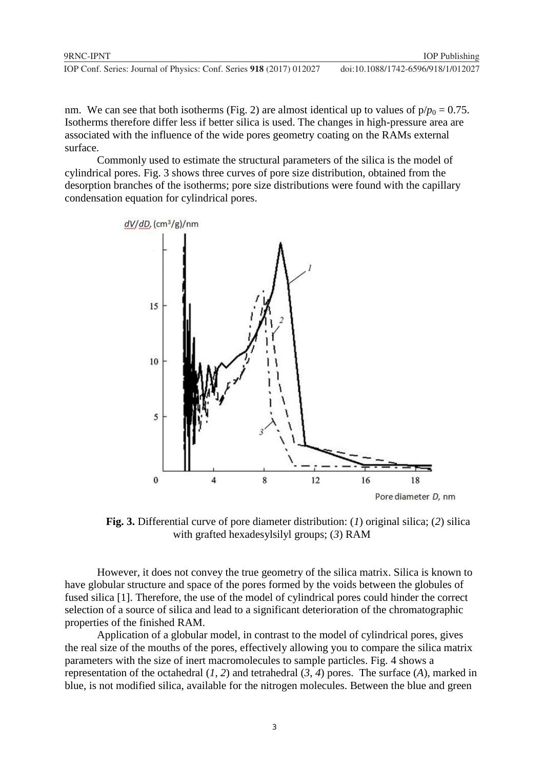nm. We can see that both isotherms (Fig. 2) are almost identical up to values of $p/p_0 = 0.75$. Isotherms therefore differ less if better silica is used. The changes in high-pressure area are associated with the influence of the wide pores geometry coating on the RAMs external surface.

Commonly used to estimate the structural parameters of the silica is the model of cylindrical pores. Fig. 3 shows three curves of pore size distribution, obtained from the desorption branches of the isotherms; pore size distributions were found with the capillary condensation equation for cylindrical pores.

**Fig. 3.** Differential curve of pore diameter distribution: (*1*) original silica; (*2*) silica with grafted hexadesylsilyl groups; (*3*) RAM

However, it does not convey the true geometry of the silica matrix. Silica is known to have globular structure and space of the pores formed by the voids between the globules of fused silica [1]. Therefore, the use of the model of cylindrical pores could hinder the correct selection of a source of silica and lead to a significant deterioration of the chromatographic properties of the finished RAM.

Application of a globular model, in contrast to the model of cylindrical pores, gives the real size of the mouths of the pores, effectively allowing you to compare the silica matrix parameters with the size of inert macromolecules to sample particles. Fig. 4 shows a representation of the octahedral (*1*, *2*) and tetrahedral (*3*, *4*) pores. The surface (*A*), marked in blue, is not modified silica, available for the nitrogen molecules. Between the blue and green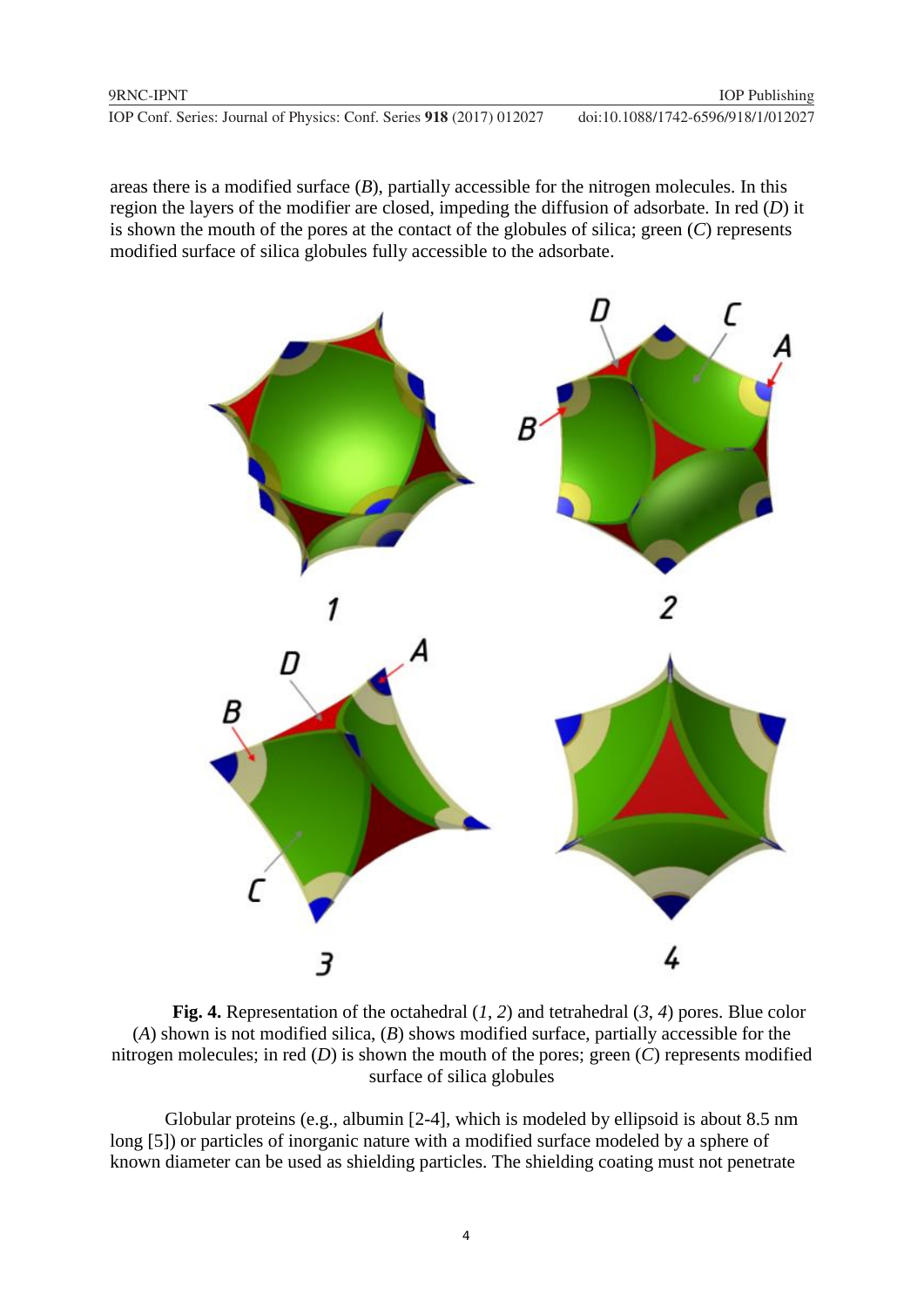areas there is a modified surface (*B*), partially accessible for the nitrogen molecules. In this region the layers of the modifier are closed, impeding the diffusion of adsorbate. In red (*D*) it is shown the mouth of the pores at the contact of the globules of silica; green (*C*) represents modified surface of silica globules fully accessible to the adsorbate.

**Fig. 4.** Representation of the octahedral (*1*, *2*) and tetrahedral (*3*, *4*) pores. Blue color (*A*) shown is not modified silica, (*B*) shows modified surface, partially accessible for the nitrogen molecules; in red (*D*) is shown the mouth of the pores; green (*C*) represents modified surface of silica globules

Globular proteins (e.g., albumin [2-4], which is modeled by ellipsoid is about 8.5 nm long [5]) or particles of inorganic nature with a modified surface modeled by a sphere of known diameter can be used as shielding particles. The shielding coating must not penetrate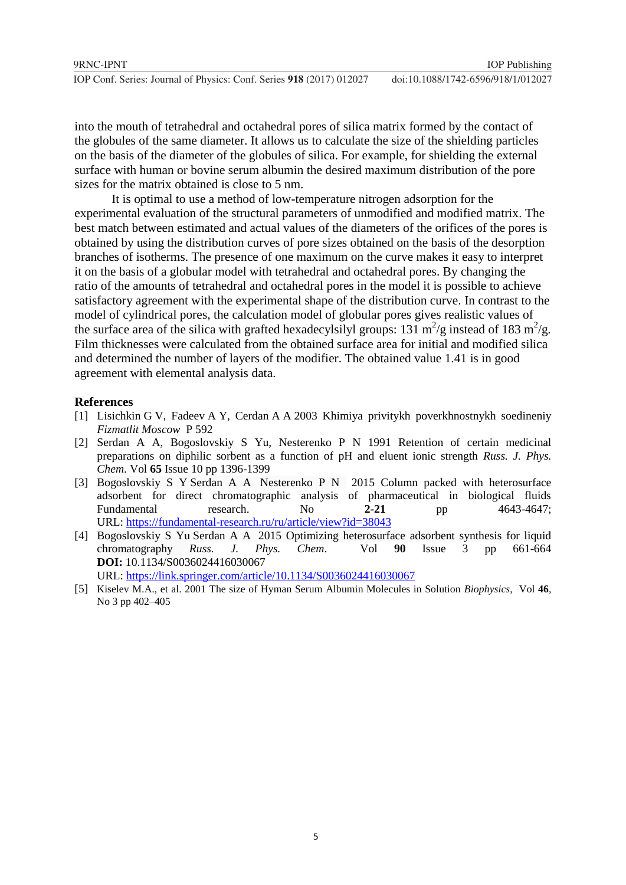into the mouth of tetrahedral and octahedral pores of silica matrix formed by the contact of the globules of the same diameter. It allows us to calculate the size of the shielding particles on the basis of the diameter of the globules of silica. For example, for shielding the external surface with human or bovine serum albumin the desired maximum distribution of the pore sizes for the matrix obtained is close to 5 nm.

It is optimal to use a method of low-temperature nitrogen adsorption for the experimental evaluation of the structural parameters of unmodified and modified matrix. The best match between estimated and actual values of the diameters of the orifices of the pores is obtained by using the distribution curves of pore sizes obtained on the basis of the desorption branches of isotherms. The presence of one maximum on the curve makes it easy to interpret it on the basis of a globular model with tetrahedral and octahedral pores. By changing the ratio of the amounts of tetrahedral and octahedral pores in the model it is possible to achieve satisfactory agreement with the experimental shape of the distribution curve. In contrast to the model of cylindrical pores, the calculation model of globular pores gives realistic values of the surface area of the silica with grafted hexadecylsilyl groups: 131 $m^2/g$ instead of 183 $m^2/g$. Film thicknesses were calculated from the obtained surface area for initial and modified silica and determined the number of layers of the modifier. The obtained value 1.41 is in good agreement with elemental analysis data.

## References

[1] Lisichkin G V, Fadeev A Y, Cerdan A A 2003 Khimiya privitykh poverkhnostnykh soedineniy *Fizmatlit Moscow* P 592

[2] Serdan A A, Bogoslovskiy S Yu, Nesterenko P N 1991 Retention of certain medicinal preparations on diphilic sorbent as a function of pH and eluent ionic strength *Russ. J. Phys. Chem.* Vol **65** Issue 10 pp 1396-1399

[3] Bogoslovskiy S Y Serdan A A Nesterenko P N 2015 Column packed with heterosurface adsorbent for direct chromatographic analysis of pharmaceutical in biological fluids Fundamental research. No **2-21** pp 4643-4647; URL: https://fundamental-research.ru/ru/article/view?id=38043

[4] Bogoslovskiy S Yu Serdan A A 2015 Optimizing heterosurface adsorbent synthesis for liquid chromatography *Russ. J. Phys. Chem*. Vol **90** Issue 3 pp 661-664 **DOI:** 10.1134/S0036024416030067
URL: https://link.springer.com/article/10.1134/S0036024416030067

[5] Kiselev M.A., et al. 2001 The size of Hyman Serum Albumin Molecules in Solution *Biophysics*, Vol **46**, No 3 pp 402–405